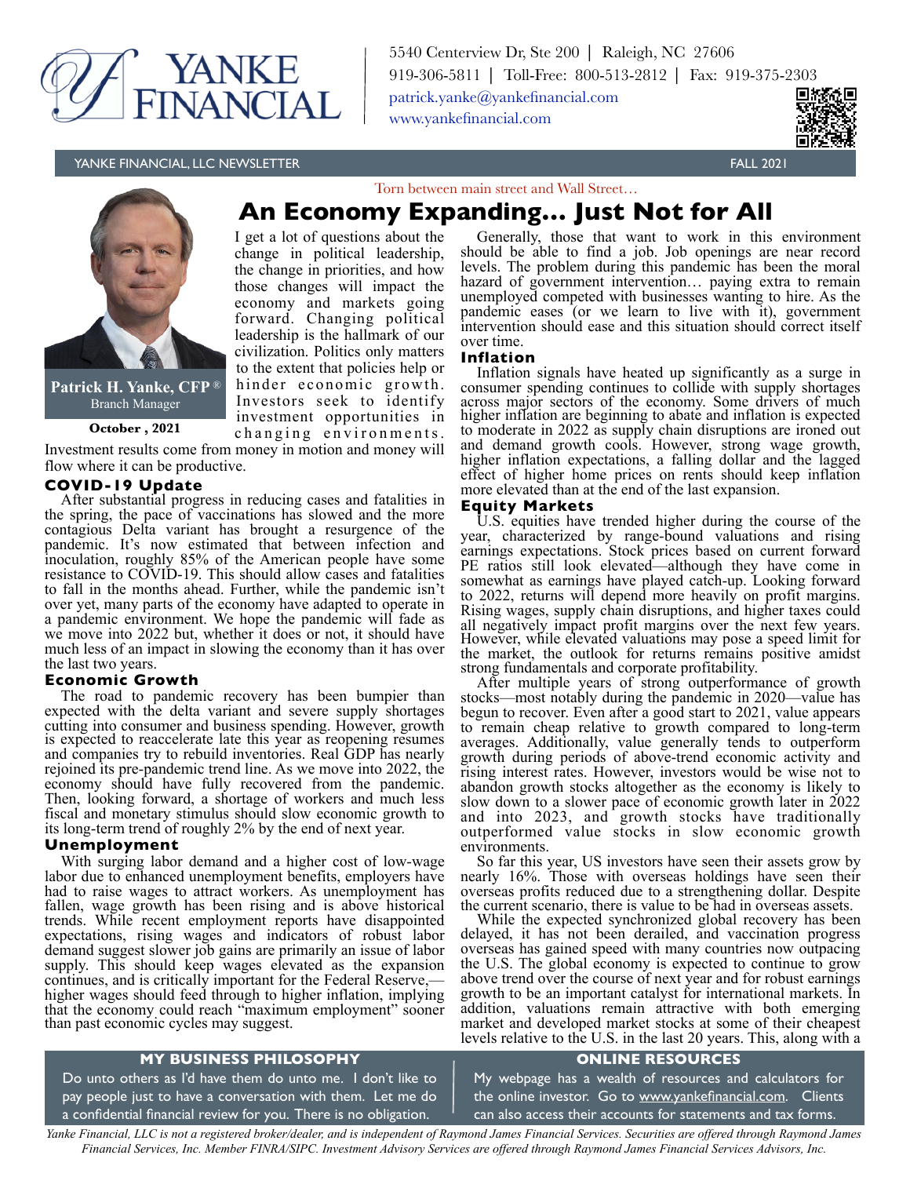YANKE FINANCIAL

5540 Centerview Dr, Ste 200 | Raleigh, NC 27606
919-306-5811 | Toll-Free: 800-513-2812 | Fax: 919-375-2303
patrick.yanke@yankefinancial.com
www.yankefinancial.com

YANKE FINANCIAL, LLC NEWSLETTER — FALL 2021

Torn between main street and Wall Street…

# An Economy Expanding… Just Not for All

**Patrick H. Yanke, CFP®**
Branch Manager

**October , 2021**

I get a lot of questions about the change in political leadership, the change in priorities, and how those changes will impact the economy and markets going forward. Changing political leadership is the hallmark of our civilization. Politics only matters to the extent that policies help or hinder economic growth. Investors seek to identify investment opportunities in changing environments. Investment results come from money in motion and money will flow where it can be productive.

## COVID-19 Update

After substantial progress in reducing cases and fatalities in the spring, the pace of vaccinations has slowed and the more contagious Delta variant has brought a resurgence of the pandemic. It's now estimated that between infection and inoculation, roughly 85% of the American people have some resistance to COVID-19. This should allow cases and fatalities to fall in the months ahead. Further, while the pandemic isn't over yet, many parts of the economy have adapted to operate in a pandemic environment. We hope the pandemic will fade as we move into 2022 but, whether it does or not, it should have much less of an impact in slowing the economy than it has over the last two years.

## Economic Growth

The road to pandemic recovery has been bumpier than expected with the delta variant and severe supply shortages cutting into consumer and business spending. However, growth is expected to reaccelerate late this year as reopening resumes and companies try to rebuild inventories. Real GDP has nearly rejoined its pre-pandemic trend line. As we move into 2022, the economy should have fully recovered from the pandemic. Then, looking forward, a shortage of workers and much less fiscal and monetary stimulus should slow economic growth to its long-term trend of roughly 2% by the end of next year.

## Unemployment

With surging labor demand and a higher cost of low-wage labor due to enhanced unemployment benefits, employers have had to raise wages to attract workers. As unemployment has fallen, wage growth has been rising and is above historical trends. While recent employment reports have disappointed expectations, rising wages and indicators of robust labor demand suggest slower job gains are primarily an issue of labor supply. This should keep wages elevated as the expansion continues, and is critically important for the Federal Reserve,—higher wages should feed through to higher inflation, implying that the economy could reach "maximum employment" sooner than past economic cycles may suggest.

Generally, those that want to work in this environment should be able to find a job. Job openings are near record levels. The problem during this pandemic has been the moral hazard of government intervention… paying extra to remain unemployed competed with businesses wanting to hire. As the pandemic eases (or we learn to live with it), government intervention should ease and this situation should correct itself over time.

## Inflation

Inflation signals have heated up significantly as a surge in consumer spending continues to collide with supply shortages across major sectors of the economy. Some drivers of much higher inflation are beginning to abate and inflation is expected to moderate in 2022 as supply chain disruptions are ironed out and demand growth cools. However, strong wage growth, higher inflation expectations, a falling dollar and the lagged effect of higher home prices on rents should keep inflation more elevated than at the end of the last expansion.

## Equity Markets

U.S. equities have trended higher during the course of the year, characterized by range-bound valuations and rising earnings expectations. Stock prices based on current forward PE ratios still look elevated—although they have come in somewhat as earnings have played catch-up. Looking forward to 2022, returns will depend more heavily on profit margins. Rising wages, supply chain disruptions, and higher taxes could all negatively impact profit margins over the next few years. However, while elevated valuations may pose a speed limit for the market, the outlook for returns remains positive amidst strong fundamentals and corporate profitability.

After multiple years of strong outperformance of growth stocks—most notably during the pandemic in 2020—value has begun to recover. Even after a good start to 2021, value appears to remain cheap relative to growth compared to long-term averages. Additionally, value generally tends to outperform growth during periods of above-trend economic activity and rising interest rates. However, investors would be wise not to abandon growth stocks altogether as the economy is likely to slow down to a slower pace of economic growth later in 2022 and into 2023, and growth stocks have traditionally outperformed value stocks in slow economic growth environments.

So far this year, US investors have seen their assets grow by nearly 16%. Those with overseas holdings have seen their overseas profits reduced due to a strengthening dollar. Despite the current scenario, there is value to be had in overseas assets.

While the expected synchronized global recovery has been delayed, it has not been derailed, and vaccination progress overseas has gained speed with many countries now outpacing the U.S. The global economy is expected to continue to grow above trend over the course of next year and for robust earnings growth to be an important catalyst for international markets. In addition, valuations remain attractive with both emerging market and developed market stocks at some of their cheapest levels relative to the U.S. in the last 20 years. This, along with a

### MY BUSINESS PHILOSOPHY

Do unto others as I'd have them do unto me. I don't like to pay people just to have a conversation with them. Let me do a confidential financial review for you. There is no obligation.

### ONLINE RESOURCES

My webpage has a wealth of resources and calculators for the online investor. Go to www.yankefinancial.com. Clients can also access their accounts for statements and tax forms.

*Yanke Financial, LLC is not a registered broker/dealer, and is independent of Raymond James Financial Services. Securities are offered through Raymond James Financial Services, Inc. Member FINRA/SIPC. Investment Advisory Services are offered through Raymond James Financial Services Advisors, Inc.*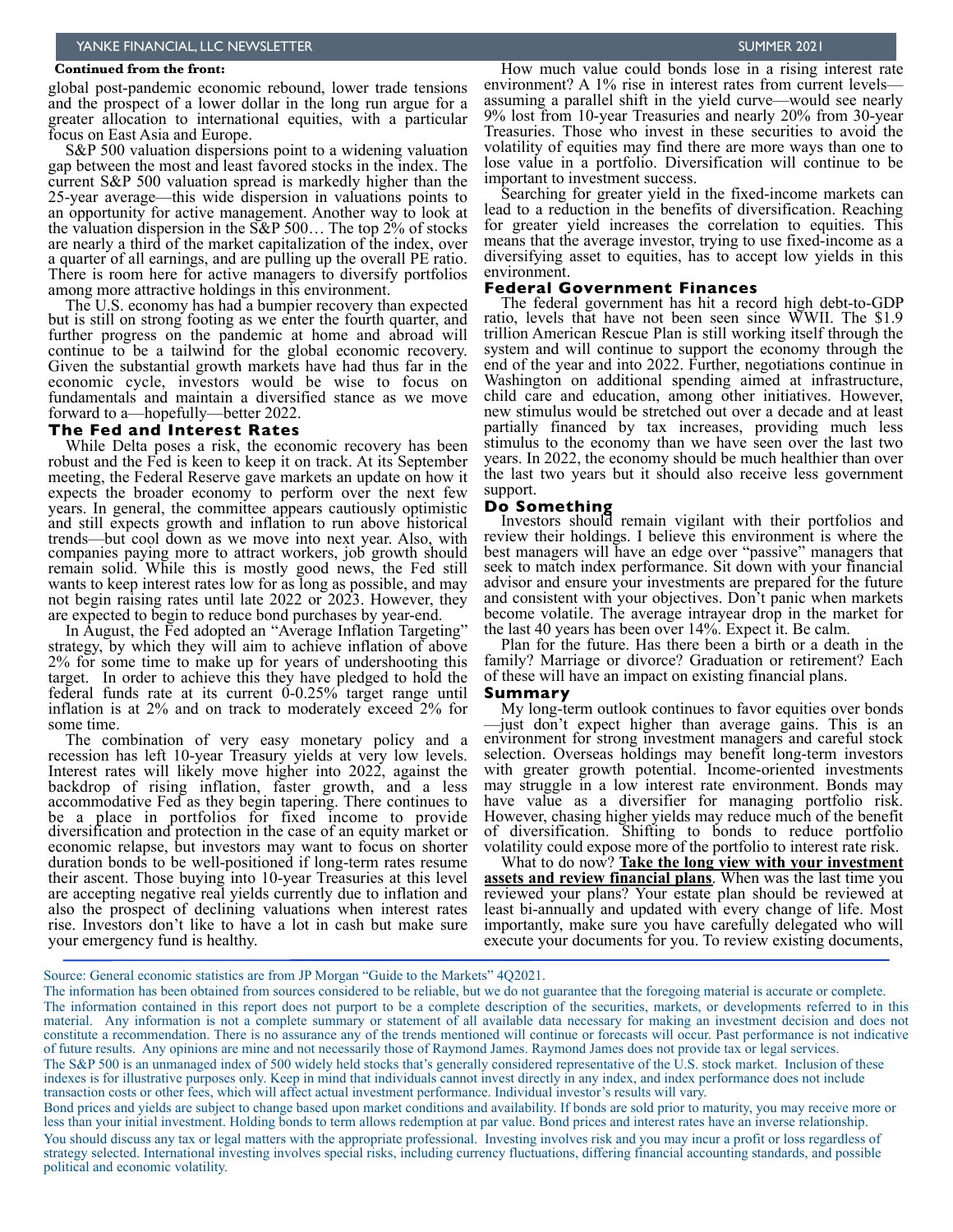**Continued from the front:**

global post-pandemic economic rebound, lower trade tensions and the prospect of a lower dollar in the long run argue for a greater allocation to international equities, with a particular focus on East Asia and Europe.

S&P 500 valuation dispersions point to a widening valuation gap between the most and least favored stocks in the index. The current S&P 500 valuation spread is markedly higher than the 25-year average—this wide dispersion in valuations points to an opportunity for active management. Another way to look at the valuation dispersion in the S&P 500… The top 2% of stocks are nearly a third of the market capitalization of the index, over a quarter of all earnings, and are pulling up the overall PE ratio. There is room here for active managers to diversify portfolios among more attractive holdings in this environment.

The U.S. economy has had a bumpier recovery than expected but is still on strong footing as we enter the fourth quarter, and further progress on the pandemic at home and abroad will continue to be a tailwind for the global economic recovery. Given the substantial growth markets have had thus far in the economic cycle, investors would be wise to focus on fundamentals and maintain a diversified stance as we move forward to a—hopefully—better 2022.

## The Fed and Interest Rates

While Delta poses a risk, the economic recovery has been robust and the Fed is keen to keep it on track. At its September meeting, the Federal Reserve gave markets an update on how it expects the broader economy to perform over the next few years. In general, the committee appears cautiously optimistic and still expects growth and inflation to run above historical trends—but cool down as we move into next year. Also, with companies paying more to attract workers, job growth should remain solid. While this is mostly good news, the Fed still wants to keep interest rates low for as long as possible, and may not begin raising rates until late 2022 or 2023. However, they are expected to begin to reduce bond purchases by year-end.

In August, the Fed adopted an "Average Inflation Targeting" strategy, by which they will aim to achieve inflation of above 2% for some time to make up for years of undershooting this target. In order to achieve this they have pledged to hold the federal funds rate at its current 0-0.25% target range until inflation is at 2% and on track to moderately exceed 2% for some time.

The combination of very easy monetary policy and a recession has left 10-year Treasury yields at very low levels. Interest rates will likely move higher into 2022, against the backdrop of rising inflation, faster growth, and a less accommodative Fed as they begin tapering. There continues to be a place in portfolios for fixed income to provide diversification and protection in the case of an equity market or economic relapse, but investors may want to focus on shorter duration bonds to be well-positioned if long-term rates resume their ascent. Those buying into 10-year Treasuries at this level are accepting negative real yields currently due to inflation and also the prospect of declining valuations when interest rates rise. Investors don't like to have a lot in cash but make sure your emergency fund is healthy.

How much value could bonds lose in a rising interest rate environment? A 1% rise in interest rates from current levels—assuming a parallel shift in the yield curve—would see nearly 9% lost from 10-year Treasuries and nearly 20% from 30-year Treasuries. Those who invest in these securities to avoid the volatility of equities may find there are more ways than one to lose value in a portfolio. Diversification will continue to be important to investment success.

Searching for greater yield in the fixed-income markets can lead to a reduction in the benefits of diversification. Reaching for greater yield increases the correlation to equities. This means that the average investor, trying to use fixed-income as a diversifying asset to equities, has to accept low yields in this environment.

## Federal Government Finances

The federal government has hit a record high debt-to-GDP ratio, levels that have not been seen since WWII. The $1.9 trillion American Rescue Plan is still working itself through the system and will continue to support the economy through the end of the year and into 2022. Further, negotiations continue in Washington on additional spending aimed at infrastructure, child care and education, among other initiatives. However, new stimulus would be stretched out over a decade and at least partially financed by tax increases, providing much less stimulus to the economy than we have seen over the last two years. In 2022, the economy should be much healthier than over the last two years but it should also receive less government support.

## Do Something

Investors should remain vigilant with their portfolios and review their holdings. I believe this environment is where the best managers will have an edge over "passive" managers that seek to match index performance. Sit down with your financial advisor and ensure your investments are prepared for the future and consistent with your objectives. Don't panic when markets become volatile. The average intrayear drop in the market for the last 40 years has been over 14%. Expect it. Be calm.

Plan for the future. Has there been a birth or a death in the family? Marriage or divorce? Graduation or retirement? Each of these will have an impact on existing financial plans.

## Summary

My long-term outlook continues to favor equities over bonds—just don't expect higher than average gains. This is an environment for strong investment managers and careful stock selection. Overseas holdings may benefit long-term investors with greater growth potential. Income-oriented investments may struggle in a low interest rate environment. Bonds may have value as a diversifier for managing portfolio risk. However, chasing higher yields may reduce much of the benefit of diversification. Shifting to bonds to reduce portfolio volatility could expose more of the portfolio to interest rate risk.

What to do now? **Take the long view with your investment assets and review financial plans**. When was the last time you reviewed your plans? Your estate plan should be reviewed at least bi-annually and updated with every change of life. Most importantly, make sure you have carefully delegated who will execute your documents for you. To review existing documents,

---

Source: General economic statistics are from JP Morgan "Guide to the Markets" 4Q2021.

The information has been obtained from sources considered to be reliable, but we do not guarantee that the foregoing material is accurate or complete.

The information contained in this report does not purport to be a complete description of the securities, markets, or developments referred to in this material. Any information is not a complete summary or statement of all available data necessary for making an investment decision and does not constitute a recommendation. There is no assurance any of the trends mentioned will continue or forecasts will occur. Past performance is not indicative of future results. Any opinions are mine and not necessarily those of Raymond James. Raymond James does not provide tax or legal services.

The S&P 500 is an unmanaged index of 500 widely held stocks that's generally considered representative of the U.S. stock market. Inclusion of these indexes is for illustrative purposes only. Keep in mind that individuals cannot invest directly in any index, and index performance does not include transaction costs or other fees, which will affect actual investment performance. Individual investor's results will vary.

Bond prices and yields are subject to change based upon market conditions and availability. If bonds are sold prior to maturity, you may receive more or less than your initial investment. Holding bonds to term allows redemption at par value. Bond prices and interest rates have an inverse relationship.

You should discuss any tax or legal matters with the appropriate professional. Investing involves risk and you may incur a profit or loss regardless of strategy selected. International investing involves special risks, including currency fluctuations, differing financial accounting standards, and possible political and economic volatility.